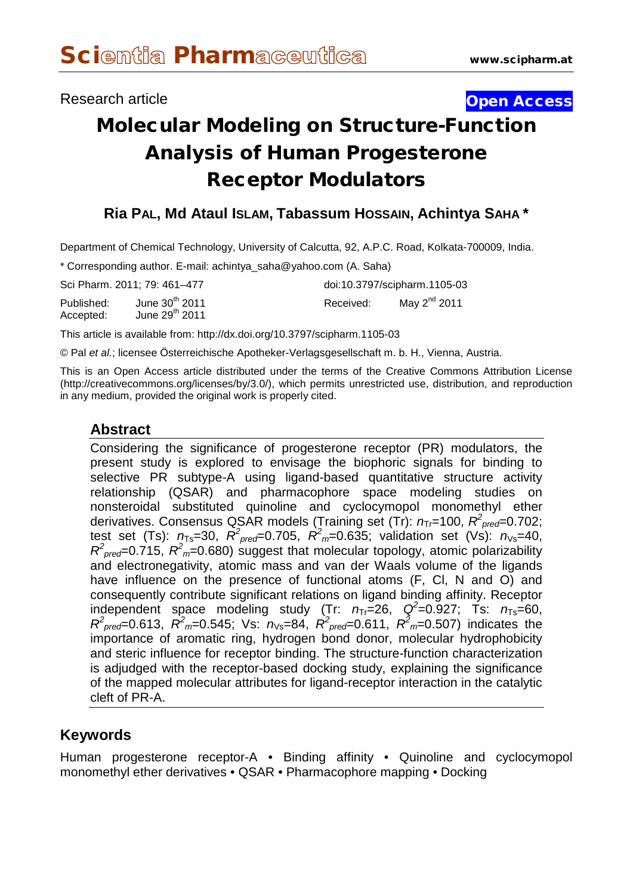Research article

**Open Access**

# Molecular Modeling on Structure-Function Analysis of Human Progesterone Receptor Modulators

**Ria PAL, Md Ataul ISLAM, Tabassum HOSSAIN, Achintya SAHA \***

Department of Chemical Technology, University of Calcutta, 92, A.P.C. Road, Kolkata-700009, India.

\* Corresponding author. E-mail: achintya_saha@yahoo.com (A. Saha)

Sci Pharm. 2011; 79: 461–477

doi:10.3797/scipharm.1105-03

Published: June 30th 2011
Accepted: June 29th 2011
Received: May 2nd 2011

This article is available from: http://dx.doi.org/10.3797/scipharm.1105-03

© Pal *et al.*; licensee Österreichische Apotheker-Verlagsgesellschaft m. b. H., Vienna, Austria.

This is an Open Access article distributed under the terms of the Creative Commons Attribution License (http://creativecommons.org/licenses/by/3.0/), which permits unrestricted use, distribution, and reproduction in any medium, provided the original work is properly cited.

## Abstract

Considering the significance of progesterone receptor (PR) modulators, the present study is explored to envisage the biophoric signals for binding to selective PR subtype-A using ligand-based quantitative structure activity relationship (QSAR) and pharmacophore space modeling studies on nonsteroidal substituted quinoline and cyclocymopol monomethyl ether derivatives. Consensus QSAR models (Training set (Tr): $n_{Tr}$=100, $R^2_{pred}$=0.702; test set (Ts): $n_{Ts}$=30, $R^2_{pred}$=0.705, $R^2_m$=0.635; validation set (Vs): $n_{Vs}$=40, $R^2_{pred}$=0.715, $R^2_m$=0.680) suggest that molecular topology, atomic polarizability and electronegativity, atomic mass and van der Waals volume of the ligands have influence on the presence of functional atoms (F, Cl, N and O) and consequently contribute significant relations on ligand binding affinity. Receptor independent space modeling study (Tr: $n_{Tr}$=26, $Q^2$=0.927; Ts: $n_{Ts}$=60, $R^2_{pred}$=0.613, $R^2_m$=0.545; Vs: $n_{Vs}$=84, $R^2_{pred}$=0.611, $R^2_m$=0.507) indicates the importance of aromatic ring, hydrogen bond donor, molecular hydrophobicity and steric influence for receptor binding. The structure-function characterization is adjudged with the receptor-based docking study, explaining the significance of the mapped molecular attributes for ligand-receptor interaction in the catalytic cleft of PR-A.

## Keywords

Human progesterone receptor-A • Binding affinity • Quinoline and cyclocymopol monomethyl ether derivatives • QSAR • Pharmacophore mapping • Docking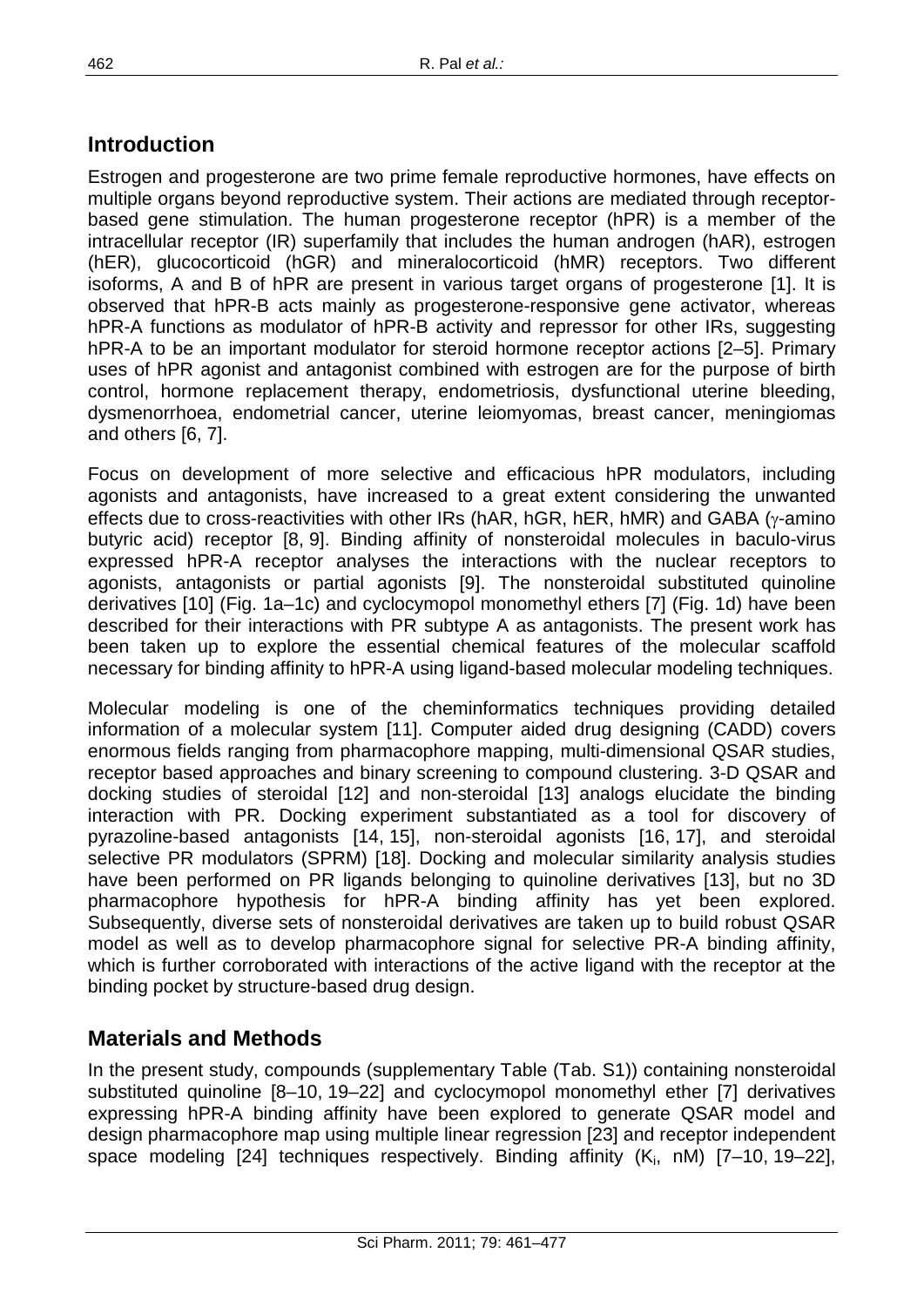## Introduction

Estrogen and progesterone are two prime female reproductive hormones, have effects on multiple organs beyond reproductive system. Their actions are mediated through receptor-based gene stimulation. The human progesterone receptor (hPR) is a member of the intracellular receptor (IR) superfamily that includes the human androgen (hAR), estrogen (hER), glucocorticoid (hGR) and mineralocorticoid (hMR) receptors. Two different isoforms, A and B of hPR are present in various target organs of progesterone [1]. It is observed that hPR-B acts mainly as progesterone-responsive gene activator, whereas hPR-A functions as modulator of hPR-B activity and repressor for other IRs, suggesting hPR-A to be an important modulator for steroid hormone receptor actions [2–5]. Primary uses of hPR agonist and antagonist combined with estrogen are for the purpose of birth control, hormone replacement therapy, endometriosis, dysfunctional uterine bleeding, dysmenorrhoea, endometrial cancer, uterine leiomyomas, breast cancer, meningiomas and others [6, 7].

Focus on development of more selective and efficacious hPR modulators, including agonists and antagonists, have increased to a great extent considering the unwanted effects due to cross-reactivities with other IRs (hAR, hGR, hER, hMR) and GABA ($\gamma$-amino butyric acid) receptor [8, 9]. Binding affinity of nonsteroidal molecules in baculo-virus expressed hPR-A receptor analyses the interactions with the nuclear receptors to agonists, antagonists or partial agonists [9]. The nonsteroidal substituted quinoline derivatives [10] (Fig. 1a–1c) and cyclocymopol monomethyl ethers [7] (Fig. 1d) have been described for their interactions with PR subtype A as antagonists. The present work has been taken up to explore the essential chemical features of the molecular scaffold necessary for binding affinity to hPR-A using ligand-based molecular modeling techniques.

Molecular modeling is one of the cheminformatics techniques providing detailed information of a molecular system [11]. Computer aided drug designing (CADD) covers enormous fields ranging from pharmacophore mapping, multi-dimensional QSAR studies, receptor based approaches and binary screening to compound clustering. 3-D QSAR and docking studies of steroidal [12] and non-steroidal [13] analogs elucidate the binding interaction with PR. Docking experiment substantiated as a tool for discovery of pyrazoline-based antagonists [14, 15], non-steroidal agonists [16, 17], and steroidal selective PR modulators (SPRM) [18]. Docking and molecular similarity analysis studies have been performed on PR ligands belonging to quinoline derivatives [13], but no 3D pharmacophore hypothesis for hPR-A binding affinity has yet been explored. Subsequently, diverse sets of nonsteroidal derivatives are taken up to build robust QSAR model as well as to develop pharmacophore signal for selective PR-A binding affinity, which is further corroborated with interactions of the active ligand with the receptor at the binding pocket by structure-based drug design.

## Materials and Methods

In the present study, compounds (supplementary Table (Tab. S1)) containing nonsteroidal substituted quinoline [8–10, 19–22] and cyclocymopol monomethyl ether [7] derivatives expressing hPR-A binding affinity have been explored to generate QSAR model and design pharmacophore map using multiple linear regression [23] and receptor independent space modeling [24] techniques respectively. Binding affinity ($K_i$, nM) [7–10, 19–22],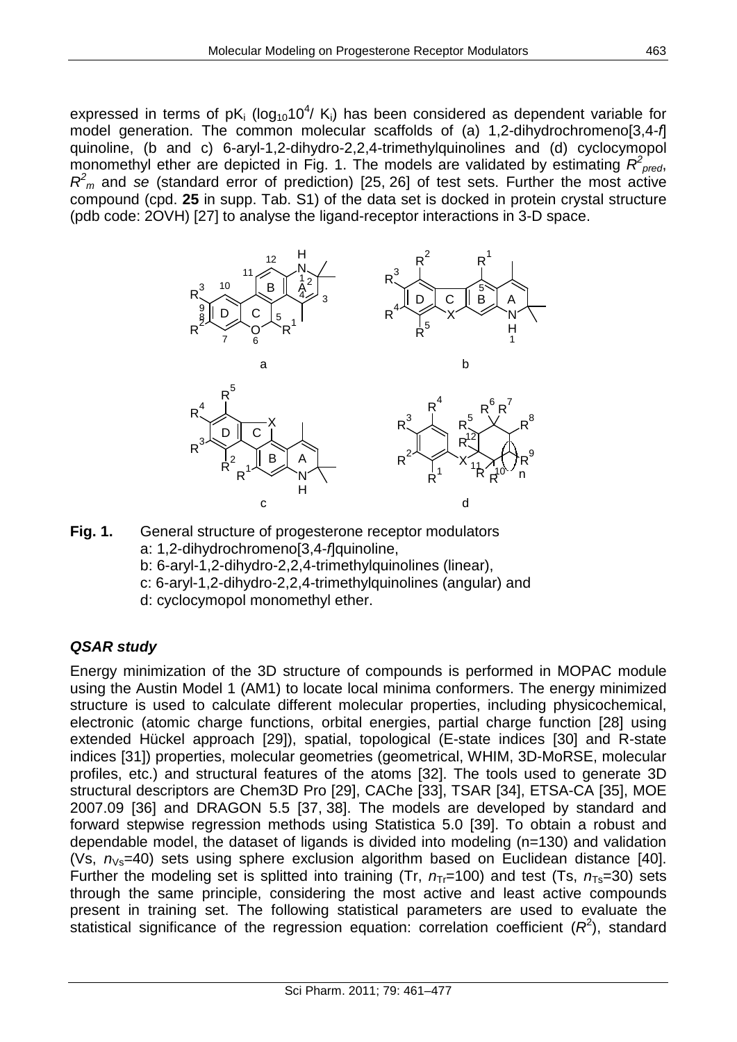expressed in terms of $pK_i$ ($\log_{10}10^4/K_i$) has been considered as dependent variable for model generation. The common molecular scaffolds of (a) 1,2-dihydrochromeno[3,4-*f*] quinoline, (b and c) 6-aryl-1,2-dihydro-2,2,4-trimethylquinolines and (d) cyclocymopol monomethyl ether are depicted in Fig. 1. The models are validated by estimating $R^2_{pred}$, $R^2_m$ and *se* (standard error of prediction) [25, 26] of test sets. Further the most active compound (cpd. **25** in supp. Tab. S1) of the data set is docked in protein crystal structure (pdb code: 2OVH) [27] to analyse the ligand-receptor interactions in 3-D space.

**Fig. 1.** General structure of progesterone receptor modulators
a: 1,2-dihydrochromeno[3,4-*f*]quinoline,
b: 6-aryl-1,2-dihydro-2,2,4-trimethylquinolines (linear),
c: 6-aryl-1,2-dihydro-2,2,4-trimethylquinolines (angular) and
d: cyclocymopol monomethyl ether.

### *QSAR study*

Energy minimization of the 3D structure of compounds is performed in MOPAC module using the Austin Model 1 (AM1) to locate local minima conformers. The energy minimized structure is used to calculate different molecular properties, including physicochemical, electronic (atomic charge functions, orbital energies, partial charge function [28] using extended Hückel approach [29]), spatial, topological (E-state indices [30] and R-state indices [31]) properties, molecular geometries (geometrical, WHIM, 3D-MoRSE, molecular profiles, etc.) and structural features of the atoms [32]. The tools used to generate 3D structural descriptors are Chem3D Pro [29], CAChe [33], TSAR [34], ETSA-CA [35], MOE 2007.09 [36] and DRAGON 5.5 [37, 38]. The models are developed by standard and forward stepwise regression methods using Statistica 5.0 [39]. To obtain a robust and dependable model, the dataset of ligands is divided into modeling (n=130) and validation (Vs, $n_{Vs}$=40) sets using sphere exclusion algorithm based on Euclidean distance [40]. Further the modeling set is splitted into training (Tr, $n_{Tr}$=100) and test (Ts, $n_{Ts}$=30) sets through the same principle, considering the most active and least active compounds present in training set. The following statistical parameters are used to evaluate the statistical significance of the regression equation: correlation coefficient ($R^2$), standard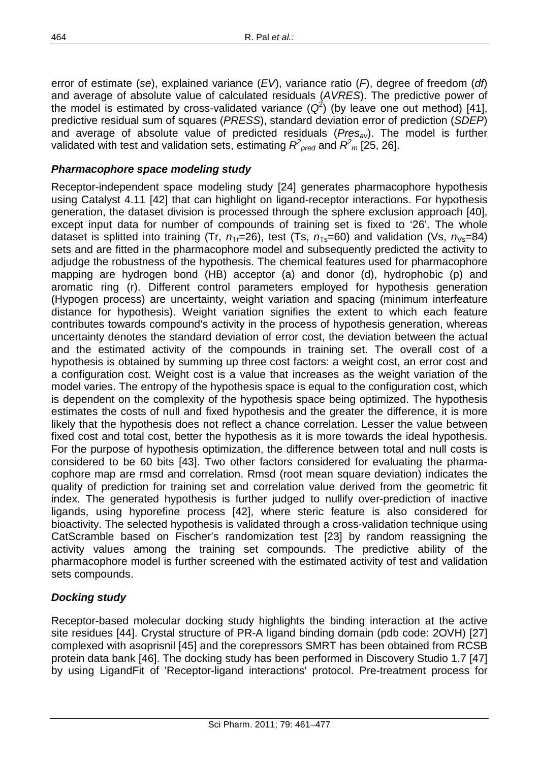error of estimate (*se*), explained variance (*EV*), variance ratio (*F*), degree of freedom (*df*) and average of absolute value of calculated residuals (*AVRES*). The predictive power of the model is estimated by cross-validated variance ($Q^2$) (by leave one out method) [41], predictive residual sum of squares (*PRESS*), standard deviation error of prediction (*SDEP*) and average of absolute value of predicted residuals ($Pres_{av}$). The model is further validated with test and validation sets, estimating $R^2_{pred}$ and $R^2_m$ [25, 26].

### *Pharmacophore space modeling study*

Receptor-independent space modeling study [24] generates pharmacophore hypothesis using Catalyst 4.11 [42] that can highlight on ligand-receptor interactions. For hypothesis generation, the dataset division is processed through the sphere exclusion approach [40], except input data for number of compounds of training set is fixed to '26'. The whole dataset is splitted into training (Tr, $n_{Tr}$=26), test (Ts, $n_{Ts}$=60) and validation (Vs, $n_{Vs}$=84) sets and are fitted in the pharmacophore model and subsequently predicted the activity to adjudge the robustness of the hypothesis. The chemical features used for pharmacophore mapping are hydrogen bond (HB) acceptor (a) and donor (d), hydrophobic (p) and aromatic ring (r). Different control parameters employed for hypothesis generation (Hypogen process) are uncertainty, weight variation and spacing (minimum interfeature distance for hypothesis). Weight variation signifies the extent to which each feature contributes towards compound's activity in the process of hypothesis generation, whereas uncertainty denotes the standard deviation of error cost, the deviation between the actual and the estimated activity of the compounds in training set. The overall cost of a hypothesis is obtained by summing up three cost factors: a weight cost, an error cost and a configuration cost. Weight cost is a value that increases as the weight variation of the model varies. The entropy of the hypothesis space is equal to the configuration cost, which is dependent on the complexity of the hypothesis space being optimized. The hypothesis estimates the costs of null and fixed hypothesis and the greater the difference, it is more likely that the hypothesis does not reflect a chance correlation. Lesser the value between fixed cost and total cost, better the hypothesis as it is more towards the ideal hypothesis. For the purpose of hypothesis optimization, the difference between total and null costs is considered to be 60 bits [43]. Two other factors considered for evaluating the pharmacophore map are rmsd and correlation. Rmsd (root mean square deviation) indicates the quality of prediction for training set and correlation value derived from the geometric fit index. The generated hypothesis is further judged to nullify over-prediction of inactive ligands, using hyporefine process [42], where steric feature is also considered for bioactivity. The selected hypothesis is validated through a cross-validation technique using CatScramble based on Fischer's randomization test [23] by random reassigning the activity values among the training set compounds. The predictive ability of the pharmacophore model is further screened with the estimated activity of test and validation sets compounds.

### *Docking study*

Receptor-based molecular docking study highlights the binding interaction at the active site residues [44]. Crystal structure of PR-A ligand binding domain (pdb code: 2OVH) [27] complexed with asoprisnil [45] and the corepressors SMRT has been obtained from RCSB protein data bank [46]. The docking study has been performed in Discovery Studio 1.7 [47] by using LigandFit of 'Receptor-ligand interactions' protocol. Pre-treatment process for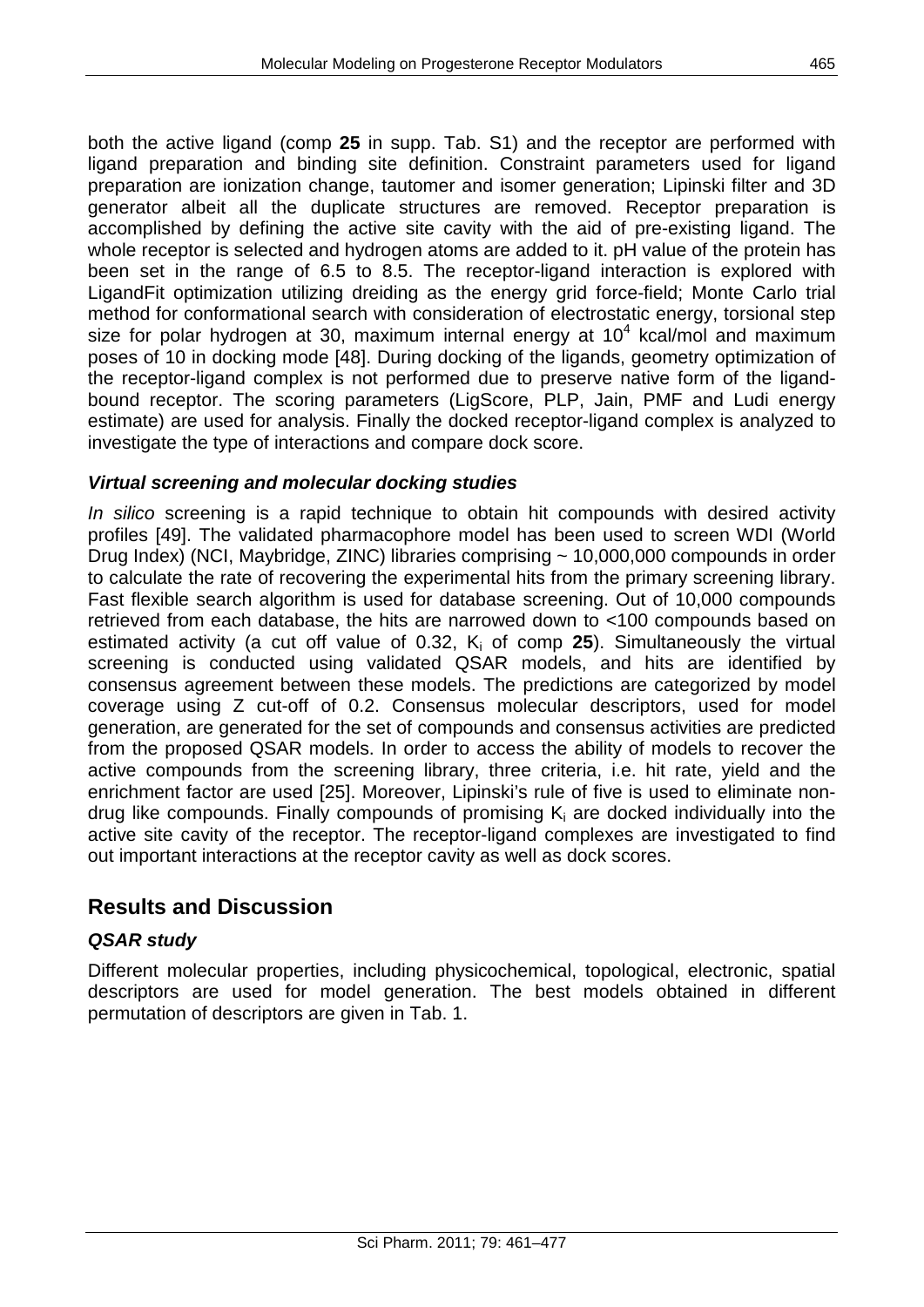both the active ligand (comp **25** in supp. Tab. S1) and the receptor are performed with ligand preparation and binding site definition. Constraint parameters used for ligand preparation are ionization change, tautomer and isomer generation; Lipinski filter and 3D generator albeit all the duplicate structures are removed. Receptor preparation is accomplished by defining the active site cavity with the aid of pre-existing ligand. The whole receptor is selected and hydrogen atoms are added to it. pH value of the protein has been set in the range of 6.5 to 8.5. The receptor-ligand interaction is explored with LigandFit optimization utilizing dreiding as the energy grid force-field; Monte Carlo trial method for conformational search with consideration of electrostatic energy, torsional step size for polar hydrogen at 30, maximum internal energy at $10^4$ kcal/mol and maximum poses of 10 in docking mode [48]. During docking of the ligands, geometry optimization of the receptor-ligand complex is not performed due to preserve native form of the ligand-bound receptor. The scoring parameters (LigScore, PLP, Jain, PMF and Ludi energy estimate) are used for analysis. Finally the docked receptor-ligand complex is analyzed to investigate the type of interactions and compare dock score.

### *Virtual screening and molecular docking studies*

*In silico* screening is a rapid technique to obtain hit compounds with desired activity profiles [49]. The validated pharmacophore model has been used to screen WDI (World Drug Index) (NCI, Maybridge, ZINC) libraries comprising ~ 10,000,000 compounds in order to calculate the rate of recovering the experimental hits from the primary screening library. Fast flexible search algorithm is used for database screening. Out of 10,000 compounds retrieved from each database, the hits are narrowed down to <100 compounds based on estimated activity (a cut off value of 0.32, $K_i$ of comp **25**). Simultaneously the virtual screening is conducted using validated QSAR models, and hits are identified by consensus agreement between these models. The predictions are categorized by model coverage using Z cut-off of 0.2. Consensus molecular descriptors, used for model generation, are generated for the set of compounds and consensus activities are predicted from the proposed QSAR models. In order to access the ability of models to recover the active compounds from the screening library, three criteria, i.e. hit rate, yield and the enrichment factor are used [25]. Moreover, Lipinski's rule of five is used to eliminate non-drug like compounds. Finally compounds of promising $K_i$ are docked individually into the active site cavity of the receptor. The receptor-ligand complexes are investigated to find out important interactions at the receptor cavity as well as dock scores.

## Results and Discussion

### *QSAR study*

Different molecular properties, including physicochemical, topological, electronic, spatial descriptors are used for model generation. The best models obtained in different permutation of descriptors are given in Tab. 1.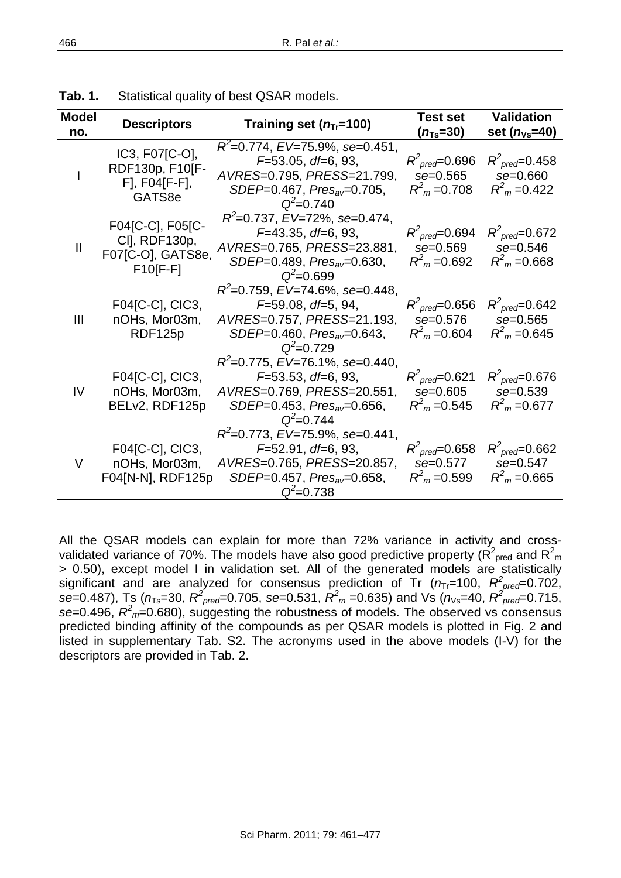**Tab. 1.** Statistical quality of best QSAR models.

| Model no. | Descriptors | Training set ($n_{Tr}$=100) | Test set ($n_{Ts}$=30) | Validation set ($n_{Vs}$=40) |
|---|---|---|---|---|
| I | IC3, F07[C-O], RDF130p, F10[F-F], F04[F-F], GATS8e | $R^2$=0.774, $EV$=75.9%, $se$=0.451, $F$=53.05, $df$=6, 93, $AVRES$=0.795, $PRESS$=21.799, $SDEP$=0.467, $Pres_{av}$=0.705, $Q^2$=0.740 | $R^2_{pred}$=0.696 $se$=0.565 $R^2_m$ =0.708 | $R^2_{pred}$=0.458 $se$=0.660 $R^2_m$ =0.422 |
| II | F04[C-C], F05[C-Cl], RDF130p, F07[C-O], GATS8e, F10[F-F] | $R^2$=0.737, $EV$=72%, $se$=0.474, $F$=43.35, $df$=6, 93, $AVRES$=0.765, $PRESS$=23.881, $SDEP$=0.489, $Pres_{av}$=0.630, $Q^2$=0.699 | $R^2_{pred}$=0.694 $se$=0.569 $R^2_m$ =0.692 | $R^2_{pred}$=0.672 $se$=0.546 $R^2_m$ =0.668 |
| III | F04[C-C], CIC3, nOHs, Mor03m, RDF125p | $R^2$=0.759, $EV$=74.6%, $se$=0.448, $F$=59.08, $df$=5, 94, $AVRES$=0.757, $PRESS$=21.193, $SDEP$=0.460, $Pres_{av}$=0.643, $Q^2$=0.729 | $R^2_{pred}$=0.656 $se$=0.576 $R^2_m$ =0.604 | $R^2_{pred}$=0.642 $se$=0.565 $R^2_m$ =0.645 |
| IV | F04[C-C], CIC3, nOHs, Mor03m, BELv2, RDF125p | $R^2$=0.775, $EV$=76.1%, $se$=0.440, $F$=53.53, $df$=6, 93, $AVRES$=0.769, $PRESS$=20.551, $SDEP$=0.453, $Pres_{av}$=0.656, $Q^2$=0.744 | $R^2_{pred}$=0.621 $se$=0.605 $R^2_m$ =0.545 | $R^2_{pred}$=0.676 $se$=0.539 $R^2_m$ =0.677 |
| V | F04[C-C], CIC3, nOHs, Mor03m, F04[N-N], RDF125p | $R^2$=0.773, $EV$=75.9%, $se$=0.441, $F$=52.91, $df$=6, 93, $AVRES$=0.765, $PRESS$=20.857, $SDEP$=0.457, $Pres_{av}$=0.658, $Q^2$=0.738 | $R^2_{pred}$=0.658 $se$=0.577 $R^2_m$ =0.599 | $R^2_{pred}$=0.662 $se$=0.547 $R^2_m$ =0.665 |

All the QSAR models can explain for more than 72% variance in activity and cross-validated variance of 70%. The models have also good predictive property ($R^2_{pred}$ and $R^2_m$ > 0.50), except model I in validation set. All of the generated models are statistically significant and are analyzed for consensus prediction of Tr ($n_{Tr}$=100, $R^2_{pred}$=0.702, $se$=0.487), Ts ($n_{Ts}$=30, $R^2_{pred}$=0.705, $se$=0.531, $R^2_m$ =0.635) and Vs ($n_{Vs}$=40, $R^2_{pred}$=0.715, $se$=0.496, $R^2_m$=0.680), suggesting the robustness of models. The observed vs consensus predicted binding affinity of the compounds as per QSAR models is plotted in Fig. 2 and listed in supplementary Tab. S2. The acronyms used in the above models (I-V) for the descriptors are provided in Tab. 2.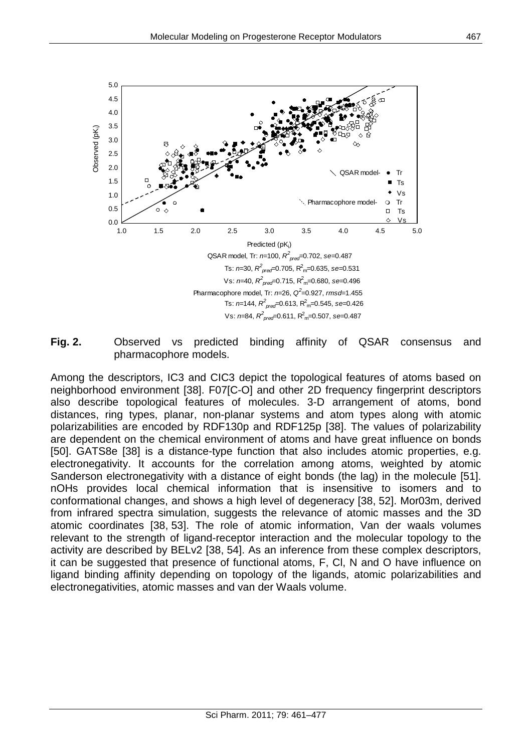QSAR model, Tr: $n$=100, $R^2_{pred}$=0.702, $se$=0.487

Ts: $n$=30, $R^2_{pred}$=0.705, $R^2_m$=0.635, $se$=0.531

Vs: $n$=40, $R^2_{pred}$=0.715, $R^2_m$=0.680, $se$=0.496

Pharmacophore model, Tr: $n$=26, $Q^2$=0.927, $rmsd$=1.455

Ts: $n$=144, $R^2_{pred}$=0.613, $R^2_m$=0.545, $se$=0.426

Vs: $n$=84, $R^2_{pred}$=0.611, $R^2_m$=0.507, $se$=0.487

**Fig. 2.** Observed vs predicted binding affinity of QSAR consensus and pharmacophore models.

Among the descriptors, IC3 and CIC3 depict the topological features of atoms based on neighborhood environment [38]. F07[C-O] and other 2D frequency fingerprint descriptors also describe topological features of molecules. 3-D arrangement of atoms, bond distances, ring types, planar, non-planar systems and atom types along with atomic polarizabilities are encoded by RDF130p and RDF125p [38]. The values of polarizability are dependent on the chemical environment of atoms and have great influence on bonds [50]. GATS8e [38] is a distance-type function that also includes atomic properties, e.g. electronegativity. It accounts for the correlation among atoms, weighted by atomic Sanderson electronegativity with a distance of eight bonds (the lag) in the molecule [51]. nOHs provides local chemical information that is insensitive to isomers and to conformational changes, and shows a high level of degeneracy [38, 52]. Mor03m, derived from infrared spectra simulation, suggests the relevance of atomic masses and the 3D atomic coordinates [38, 53]. The role of atomic information, Van der waals volumes relevant to the strength of ligand-receptor interaction and the molecular topology to the activity are described by BELv2 [38, 54]. As an inference from these complex descriptors, it can be suggested that presence of functional atoms, F, Cl, N and O have influence on ligand binding affinity depending on topology of the ligands, atomic polarizabilities and electronegativities, atomic masses and van der Waals volume.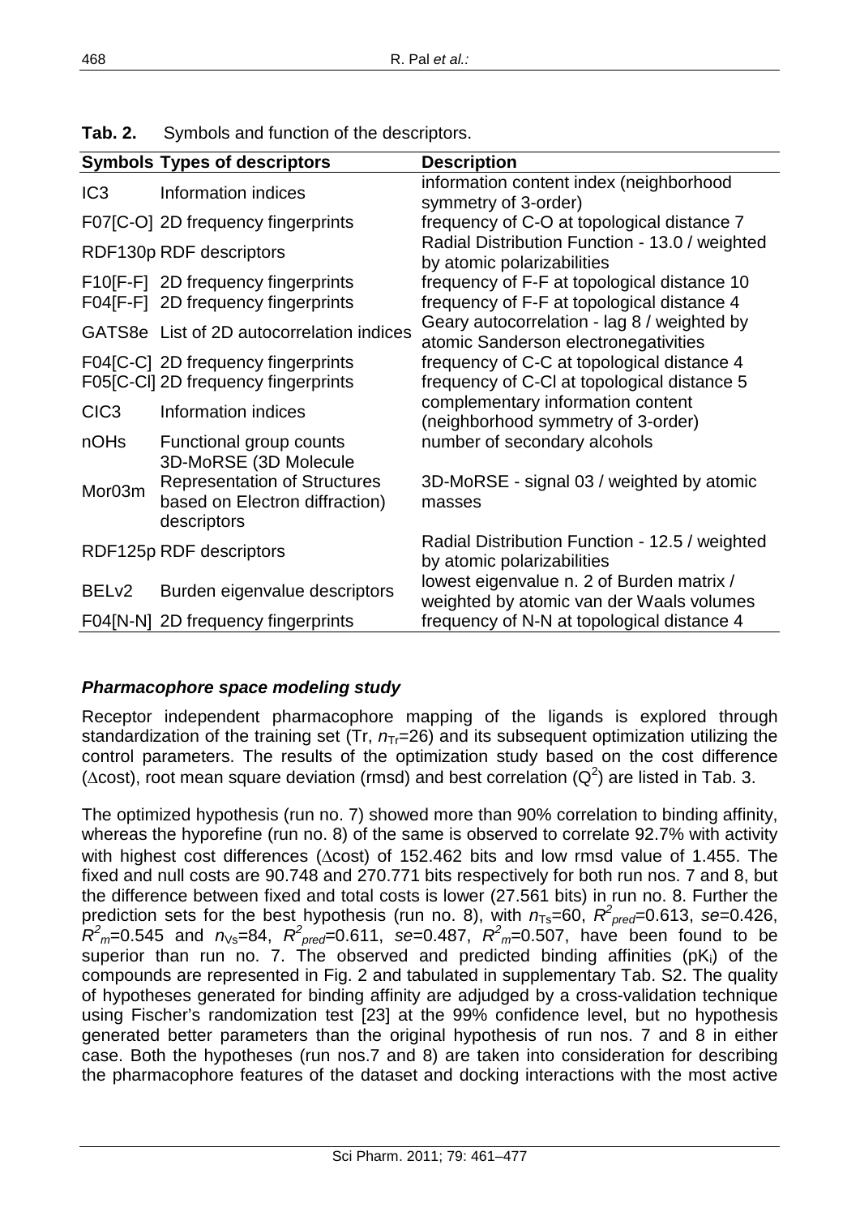**Tab. 2.** Symbols and function of the descriptors.

| Symbols | Types of descriptors | Description |
|---|---|---|
| IC3 | Information indices | information content index (neighborhood symmetry of 3-order) |
| F07[C-O] | 2D frequency fingerprints | frequency of C-O at topological distance 7 |
| RDF130p | RDF descriptors | Radial Distribution Function - 13.0 / weighted by atomic polarizabilities |
| F10[F-F] | 2D frequency fingerprints | frequency of F-F at topological distance 10 |
| F04[F-F] | 2D frequency fingerprints | frequency of F-F at topological distance 4 |
| GATS8e | List of 2D autocorrelation indices | Geary autocorrelation - lag 8 / weighted by atomic Sanderson electronegativities |
| F04[C-C] | 2D frequency fingerprints | frequency of C-C at topological distance 4 |
| F05[C-Cl] | 2D frequency fingerprints | frequency of C-Cl at topological distance 5 |
| CIC3 | Information indices | complementary information content (neighborhood symmetry of 3-order) |
| nOHs | Functional group counts | number of secondary alcohols |
| Mor03m | 3D-MoRSE (3D Molecule Representation of Structures based on Electron diffraction) descriptors | 3D-MoRSE - signal 03 / weighted by atomic masses |
| RDF125p | RDF descriptors | Radial Distribution Function - 12.5 / weighted by atomic polarizabilities |
| BELv2 | Burden eigenvalue descriptors | lowest eigenvalue n. 2 of Burden matrix / weighted by atomic van der Waals volumes |
| F04[N-N] | 2D frequency fingerprints | frequency of N-N at topological distance 4 |

### *Pharmacophore space modeling study*

Receptor independent pharmacophore mapping of the ligands is explored through standardization of the training set (Tr, $n_{Tr}$=26) and its subsequent optimization utilizing the control parameters. The results of the optimization study based on the cost difference ($\Delta$cost), root mean square deviation (rmsd) and best correlation ($Q^2$) are listed in Tab. 3.

The optimized hypothesis (run no. 7) showed more than 90% correlation to binding affinity, whereas the hyporefine (run no. 8) of the same is observed to correlate 92.7% with activity with highest cost differences ($\Delta$cost) of 152.462 bits and low rmsd value of 1.455. The fixed and null costs are 90.748 and 270.771 bits respectively for both run nos. 7 and 8, but the difference between fixed and total costs is lower (27.561 bits) in run no. 8. Further the prediction sets for the best hypothesis (run no. 8), with $n_{Ts}$=60, $R^2_{pred}$=0.613, *se*=0.426, $R^2_m$=0.545 and $n_{Vs}$=84, $R^2_{pred}$=0.611, *se*=0.487, $R^2_m$=0.507, have been found to be superior than run no. 7. The observed and predicted binding affinities ($pK_i$) of the compounds are represented in Fig. 2 and tabulated in supplementary Tab. S2. The quality of hypotheses generated for binding affinity are adjudged by a cross-validation technique using Fischer's randomization test [23] at the 99% confidence level, but no hypothesis generated better parameters than the original hypothesis of run nos. 7 and 8 in either case. Both the hypotheses (run nos.7 and 8) are taken into consideration for describing the pharmacophore features of the dataset and docking interactions with the most active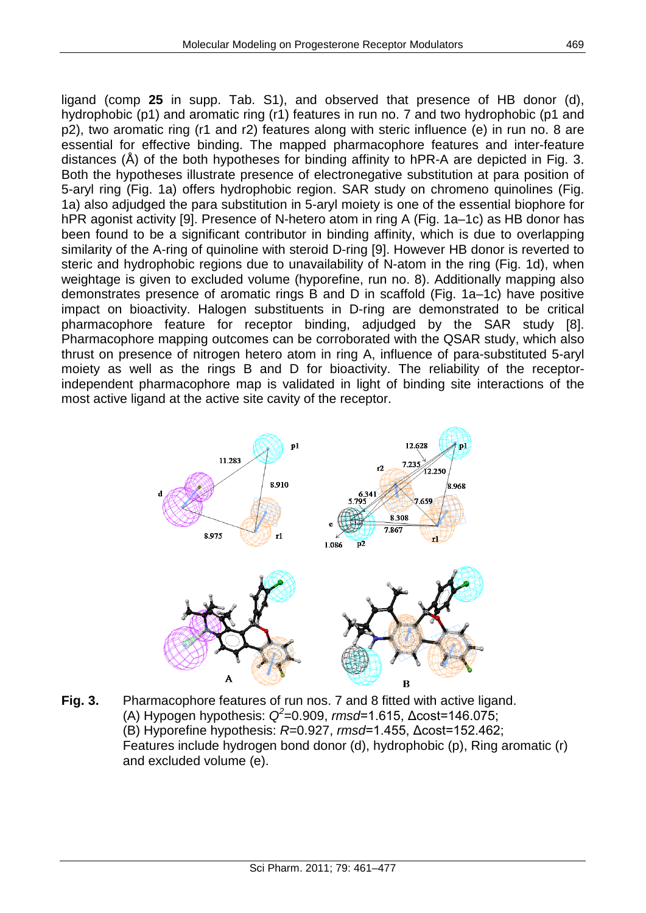ligand (comp **25** in supp. Tab. S1), and observed that presence of HB donor (d), hydrophobic (p1) and aromatic ring (r1) features in run no. 7 and two hydrophobic (p1 and p2), two aromatic ring (r1 and r2) features along with steric influence (e) in run no. 8 are essential for effective binding. The mapped pharmacophore features and inter-feature distances (Å) of the both hypotheses for binding affinity to hPR-A are depicted in Fig. 3. Both the hypotheses illustrate presence of electronegative substitution at para position of 5-aryl ring (Fig. 1a) offers hydrophobic region. SAR study on chromeno quinolines (Fig. 1a) also adjudged the para substitution in 5-aryl moiety is one of the essential biophore for hPR agonist activity [9]. Presence of N-hetero atom in ring A (Fig. 1a–1c) as HB donor has been found to be a significant contributor in binding affinity, which is due to overlapping similarity of the A-ring of quinoline with steroid D-ring [9]. However HB donor is reverted to steric and hydrophobic regions due to unavailability of N-atom in the ring (Fig. 1d), when weightage is given to excluded volume (hyporefine, run no. 8). Additionally mapping also demonstrates presence of aromatic rings B and D in scaffold (Fig. 1a–1c) have positive impact on bioactivity. Halogen substituents in D-ring are demonstrated to be critical pharmacophore feature for receptor binding, adjudged by the SAR study [8]. Pharmacophore mapping outcomes can be corroborated with the QSAR study, which also thrust on presence of nitrogen hetero atom in ring A, influence of para-substituted 5-aryl moiety as well as the rings B and D for bioactivity. The reliability of the receptor-independent pharmacophore map is validated in light of binding site interactions of the most active ligand at the active site cavity of the receptor.

**Fig. 3.** Pharmacophore features of run nos. 7 and 8 fitted with active ligand. (A) Hypogen hypothesis: $Q^2$=0.909, *rmsd*=1.615, Δcost=146.075; (B) Hyporefine hypothesis: *R*=0.927, *rmsd*=1.455, Δcost=152.462; Features include hydrogen bond donor (d), hydrophobic (p), Ring aromatic (r) and excluded volume (e).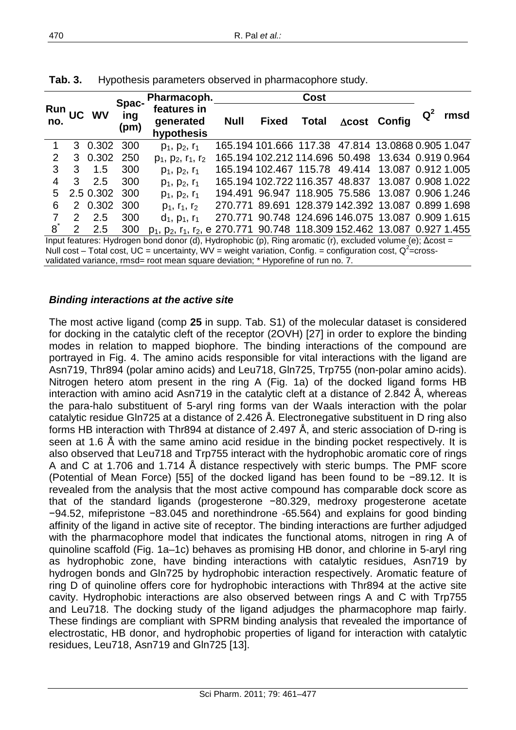**Tab. 3.** Hypothesis parameters observed in pharmacophore study.

| Run no. | UC | WV | Spacing (pm) | Pharmacoph. features in generated hypothesis | Cost | | | | | $Q^2$ | rmsd |
|---|---|---|---|---|---|---|---|---|---|---|---|
| | | | | | Null | Fixed | Total | Δcost | Config | | |
| 1 | 3 | 0.302 | 300 | $p_1$, $p_2$, $r_1$ | 165.194 | 101.666 | 117.38 | 47.814 | 13.0868 | 0.905 | 1.047 |
| 2 | 3 | 0.302 | 250 | $p_1$, $p_2$, $r_1$, $r_2$ | 165.194 | 102.212 | 114.696 | 50.498 | 13.634 | 0.919 | 0.964 |
| 3 | 3 | 1.5 | 300 | $p_1$, $p_2$, $r_1$ | 165.194 | 102.467 | 115.78 | 49.414 | 13.087 | 0.912 | 1.005 |
| 4 | 3 | 2.5 | 300 | $p_1$, $p_2$, $r_1$ | 165.194 | 102.722 | 116.357 | 48.837 | 13.087 | 0.908 | 1.022 |
| 5 | 2.5 | 0.302 | 300 | $p_1$, $p_2$, $r_1$ | 194.491 | 96.947 | 118.905 | 75.586 | 13.087 | 0.906 | 1.246 |
| 6 | 2 | 0.302 | 300 | $p_1$, $r_1$, $r_2$ | 270.771 | 89.691 | 128.379 | 142.392 | 13.087 | 0.899 | 1.698 |
| 7 | 2 | 2.5 | 300 | $d_1$, $p_1$, $r_1$ | 270.771 | 90.748 | 124.696 | 146.075 | 13.087 | 0.909 | 1.615 |
| 8* | 2 | 2.5 | 300 | $p_1$, $p_2$, $r_1$, $r_2$, e | 270.771 | 90.748 | 118.309 | 152.462 | 13.087 | 0.927 | 1.455 |

Input features: Hydrogen bond donor (d), Hydrophobic (p), Ring aromatic (r), excluded volume (e); Δcost = Null cost – Total cost, UC = uncertainty, WV = weight variation, Config. = configuration cost, $Q^2$=cross-validated variance, rmsd= root mean square deviation; * Hyporefine of run no. 7.

### *Binding interactions at the active site*

The most active ligand (comp **25** in supp. Tab. S1) of the molecular dataset is considered for docking in the catalytic cleft of the receptor (2OVH) [27] in order to explore the binding modes in relation to mapped biophore. The binding interactions of the compound are portrayed in Fig. 4. The amino acids responsible for vital interactions with the ligand are Asn719, Thr894 (polar amino acids) and Leu718, Gln725, Trp755 (non-polar amino acids). Nitrogen hetero atom present in the ring A (Fig. 1a) of the docked ligand forms HB interaction with amino acid Asn719 in the catalytic cleft at a distance of 2.842 Å, whereas the para-halo substituent of 5-aryl ring forms van der Waals interaction with the polar catalytic residue Gln725 at a distance of 2.426 Å. Electronegative substituent in D ring also forms HB interaction with Thr894 at distance of 2.497 Å, and steric association of D-ring is seen at 1.6 Å with the same amino acid residue in the binding pocket respectively. It is also observed that Leu718 and Trp755 interact with the hydrophobic aromatic core of rings A and C at 1.706 and 1.714 Å distance respectively with steric bumps. The PMF score (Potential of Mean Force) [55] of the docked ligand has been found to be −89.12. It is revealed from the analysis that the most active compound has comparable dock score as that of the standard ligands (progesterone −80.329, medroxy progesterone acetate −94.52, mifepristone −83.045 and norethindrone -65.564) and explains for good binding affinity of the ligand in active site of receptor. The binding interactions are further adjudged with the pharmacophore model that indicates the functional atoms, nitrogen in ring A of quinoline scaffold (Fig. 1a–1c) behaves as promising HB donor, and chlorine in 5-aryl ring as hydrophobic zone, have binding interactions with catalytic residues, Asn719 by hydrogen bonds and Gln725 by hydrophobic interaction respectively. Aromatic feature of ring D of quinoline offers core for hydrophobic interactions with Thr894 at the active site cavity. Hydrophobic interactions are also observed between rings A and C with Trp755 and Leu718. The docking study of the ligand adjudges the pharmacophore map fairly. These findings are compliant with SPRM binding analysis that revealed the importance of electrostatic, HB donor, and hydrophobic properties of ligand for interaction with catalytic residues, Leu718, Asn719 and Gln725 [13].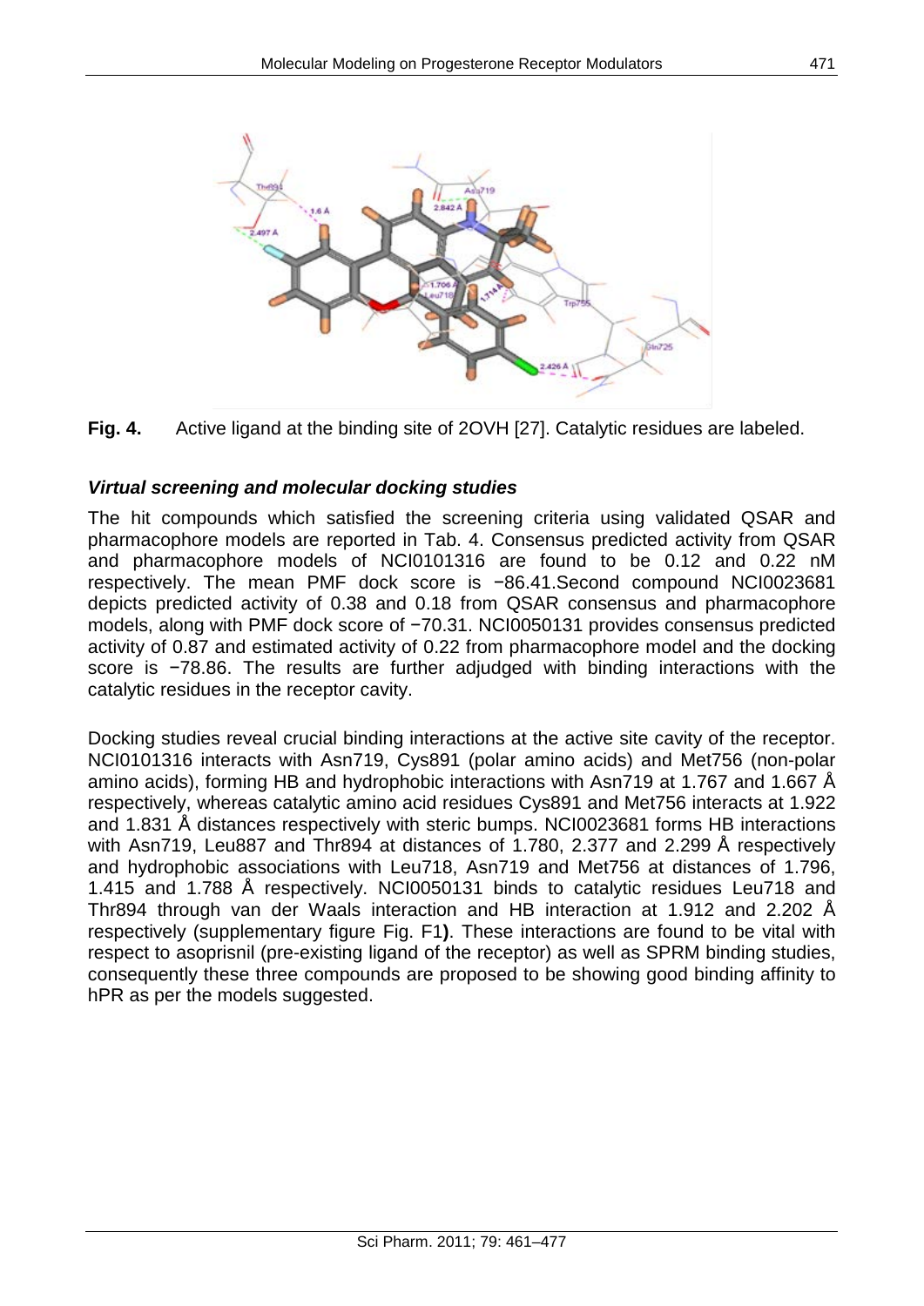**Fig. 4.** Active ligand at the binding site of 2OVH [27]. Catalytic residues are labeled.

### *Virtual screening and molecular docking studies*

The hit compounds which satisfied the screening criteria using validated QSAR and pharmacophore models are reported in Tab. 4. Consensus predicted activity from QSAR and pharmacophore models of NCI0101316 are found to be 0.12 and 0.22 nM respectively. The mean PMF dock score is −86.41.Second compound NCI0023681 depicts predicted activity of 0.38 and 0.18 from QSAR consensus and pharmacophore models, along with PMF dock score of −70.31. NCI0050131 provides consensus predicted activity of 0.87 and estimated activity of 0.22 from pharmacophore model and the docking score is −78.86. The results are further adjudged with binding interactions with the catalytic residues in the receptor cavity.

Docking studies reveal crucial binding interactions at the active site cavity of the receptor. NCI0101316 interacts with Asn719, Cys891 (polar amino acids) and Met756 (non-polar amino acids), forming HB and hydrophobic interactions with Asn719 at 1.767 and 1.667 Å respectively, whereas catalytic amino acid residues Cys891 and Met756 interacts at 1.922 and 1.831 Å distances respectively with steric bumps. NCI0023681 forms HB interactions with Asn719, Leu887 and Thr894 at distances of 1.780, 2.377 and 2.299 Å respectively and hydrophobic associations with Leu718, Asn719 and Met756 at distances of 1.796, 1.415 and 1.788 Å respectively. NCI0050131 binds to catalytic residues Leu718 and Thr894 through van der Waals interaction and HB interaction at 1.912 and 2.202 Å respectively (supplementary figure Fig. F1**)**. These interactions are found to be vital with respect to asoprisnil (pre-existing ligand of the receptor) as well as SPRM binding studies, consequently these three compounds are proposed to be showing good binding affinity to hPR as per the models suggested.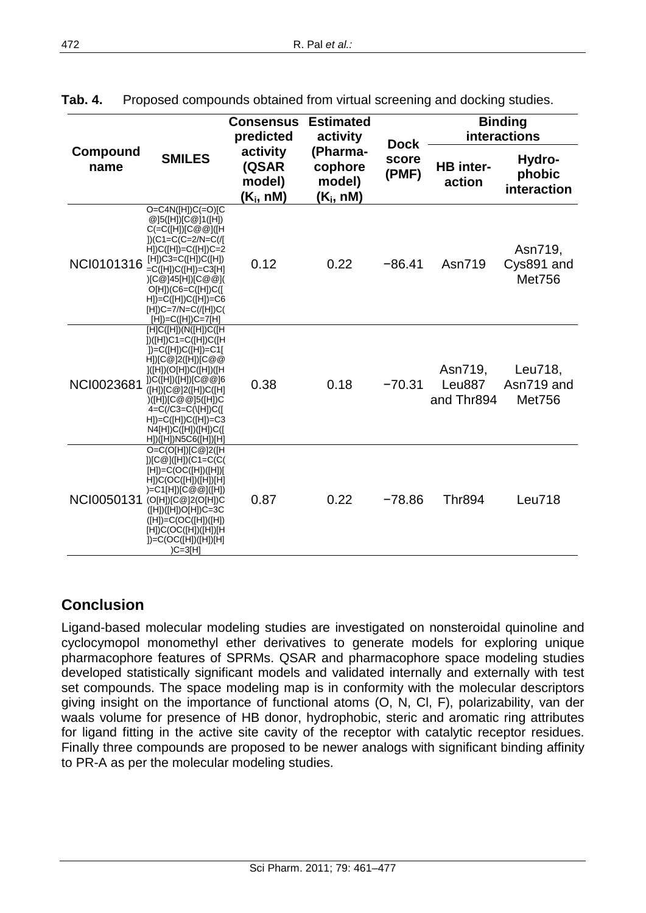**Tab. 4.** Proposed compounds obtained from virtual screening and docking studies.

| Compound name | SMILES | Consensus predicted activity (QSAR model) ($K_i$, nM) | Estimated activity (Pharma-cophore model) ($K_i$, nM) | Dock score (PMF) | Binding interactions | |
|---|---|---|---|---|---|---|
| | | | | | HB inter-action | Hydro-phobic interaction |
| NCI0101316 | O=C4N([H])C(=O)[C@]5([H])[C@]1([H])C(=C([H])[C@@]([H])(C1=C(C=2/N=C(/[H])C([H])=C([H])C=2[H])C3=C([H])C([H])=C([H])C([H])=C3[H])[C@]45[H])[C@@](O[H])(C6=C([H])C([H])=C([H])C([H])=C6[H])C=7/N=C(/[H])C([H])=C([H])C=7[H] | 0.12 | 0.22 | −86.41 | Asn719 | Asn719, Cys891 and Met756 |
| NCI0023681 | [H]C([H])(N([H])C([H])([H])C1=C([H])C([H])=C([H])C([H])=C1[H])[C@]2([H])[C@@]([H])(O[H])C([H])([H])C([H])([H])[C@@]6([H])[C@]2([H])C([H])([H])[C@@]5([H])C4=C(/C3=C(\[H])C([H])=C([H])C([H])=C3N4[H])C([H])([H])C([H])([H])N5C6([H])[H] | 0.38 | 0.18 | −70.31 | Asn719, Leu887 and Thr894 | Leu718, Asn719 and Met756 |
| NCI0050131 | O=C(O[H])[C@]2([H])[C@]([H])(C1=C(C([H])=C(OC([H])([H])[H])C(OC([H])([H])[H])=C1[H])[C@@]([H])(O[H])[C@]2(O[H])C([H])([H])O[H])C=3C([H])=C(OC([H])([H])[H])C(OC([H])([H])[H])=C(OC([H])([H])[H])C=3[H] | 0.87 | 0.22 | −78.86 | Thr894 | Leu718 |

## Conclusion

Ligand-based molecular modeling studies are investigated on nonsteroidal quinoline and cyclocymopol monomethyl ether derivatives to generate models for exploring unique pharmacophore features of SPRMs. QSAR and pharmacophore space modeling studies developed statistically significant models and validated internally and externally with test set compounds. The space modeling map is in conformity with the molecular descriptors giving insight on the importance of functional atoms (O, N, Cl, F), polarizability, van der waals volume for presence of HB donor, hydrophobic, steric and aromatic ring attributes for ligand fitting in the active site cavity of the receptor with catalytic receptor residues. Finally three compounds are proposed to be newer analogs with significant binding affinity to PR-A as per the molecular modeling studies.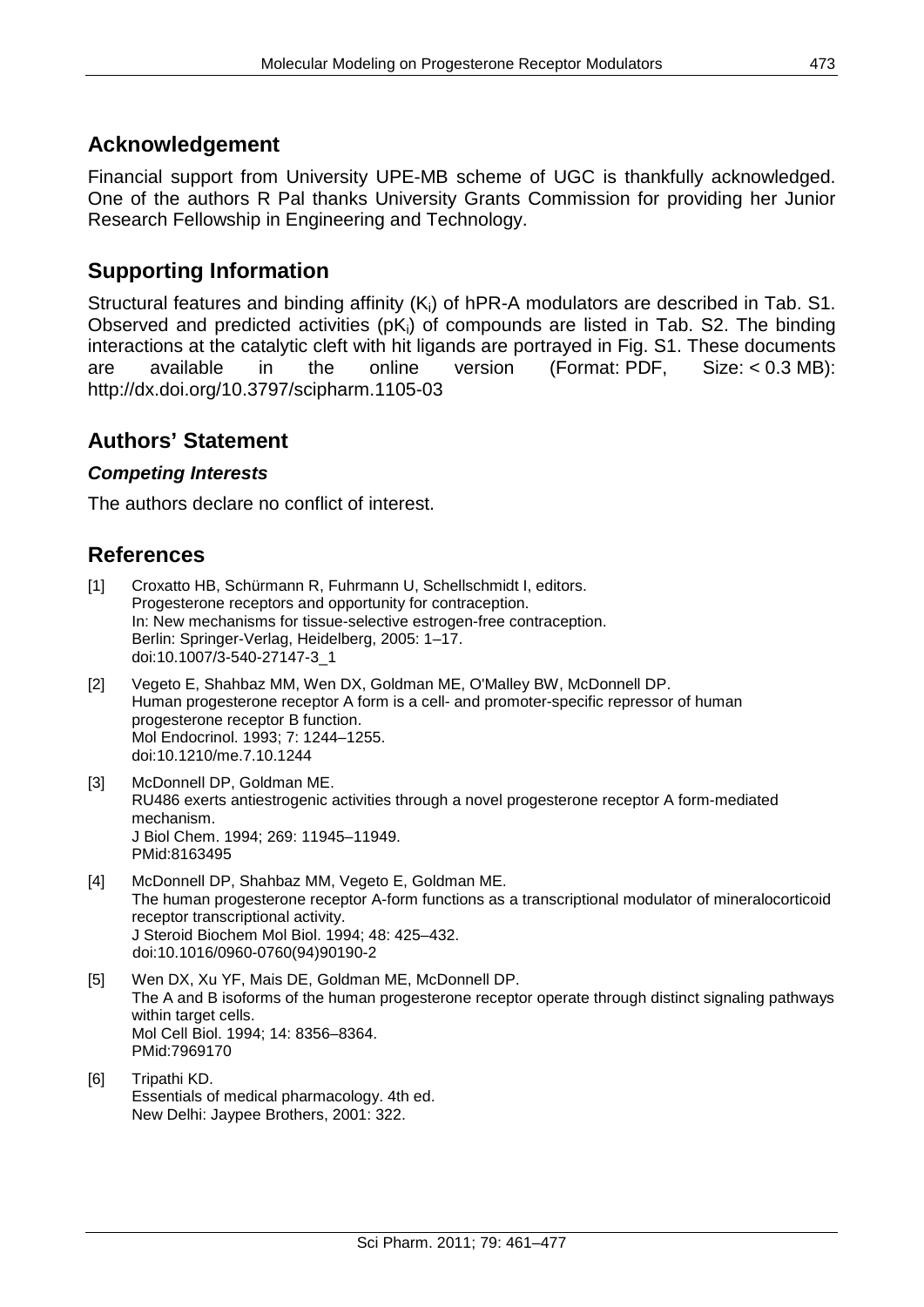## Acknowledgement

Financial support from University UPE-MB scheme of UGC is thankfully acknowledged. One of the authors R Pal thanks University Grants Commission for providing her Junior Research Fellowship in Engineering and Technology.

## Supporting Information

Structural features and binding affinity ($K_i$) of hPR-A modulators are described in Tab. S1. Observed and predicted activities ($pK_i$) of compounds are listed in Tab. S2. The binding interactions at the catalytic cleft with hit ligands are portrayed in Fig. S1. These documents are available in the online version (Format: PDF, Size: < 0.3 MB): http://dx.doi.org/10.3797/scipharm.1105-03

## Authors' Statement

### *Competing Interests*

The authors declare no conflict of interest.

## References

[1] Croxatto HB, Schürmann R, Fuhrmann U, Schellschmidt I, editors. Progesterone receptors and opportunity for contraception. In: New mechanisms for tissue-selective estrogen-free contraception. Berlin: Springer-Verlag, Heidelberg, 2005: 1–17. doi:10.1007/3-540-27147-3_1

[2] Vegeto E, Shahbaz MM, Wen DX, Goldman ME, O'Malley BW, McDonnell DP. Human progesterone receptor A form is a cell- and promoter-specific repressor of human progesterone receptor B function. Mol Endocrinol. 1993; 7: 1244–1255. doi:10.1210/me.7.10.1244

[3] McDonnell DP, Goldman ME. RU486 exerts antiestrogenic activities through a novel progesterone receptor A form-mediated mechanism. J Biol Chem. 1994; 269: 11945–11949. PMid:8163495

[4] McDonnell DP, Shahbaz MM, Vegeto E, Goldman ME. The human progesterone receptor A-form functions as a transcriptional modulator of mineralocorticoid receptor transcriptional activity. J Steroid Biochem Mol Biol. 1994; 48: 425–432. doi:10.1016/0960-0760(94)90190-2

[5] Wen DX, Xu YF, Mais DE, Goldman ME, McDonnell DP. The A and B isoforms of the human progesterone receptor operate through distinct signaling pathways within target cells. Mol Cell Biol. 1994; 14: 8356–8364. PMid:7969170

[6] Tripathi KD. Essentials of medical pharmacology. 4th ed. New Delhi: Jaypee Brothers, 2001: 322.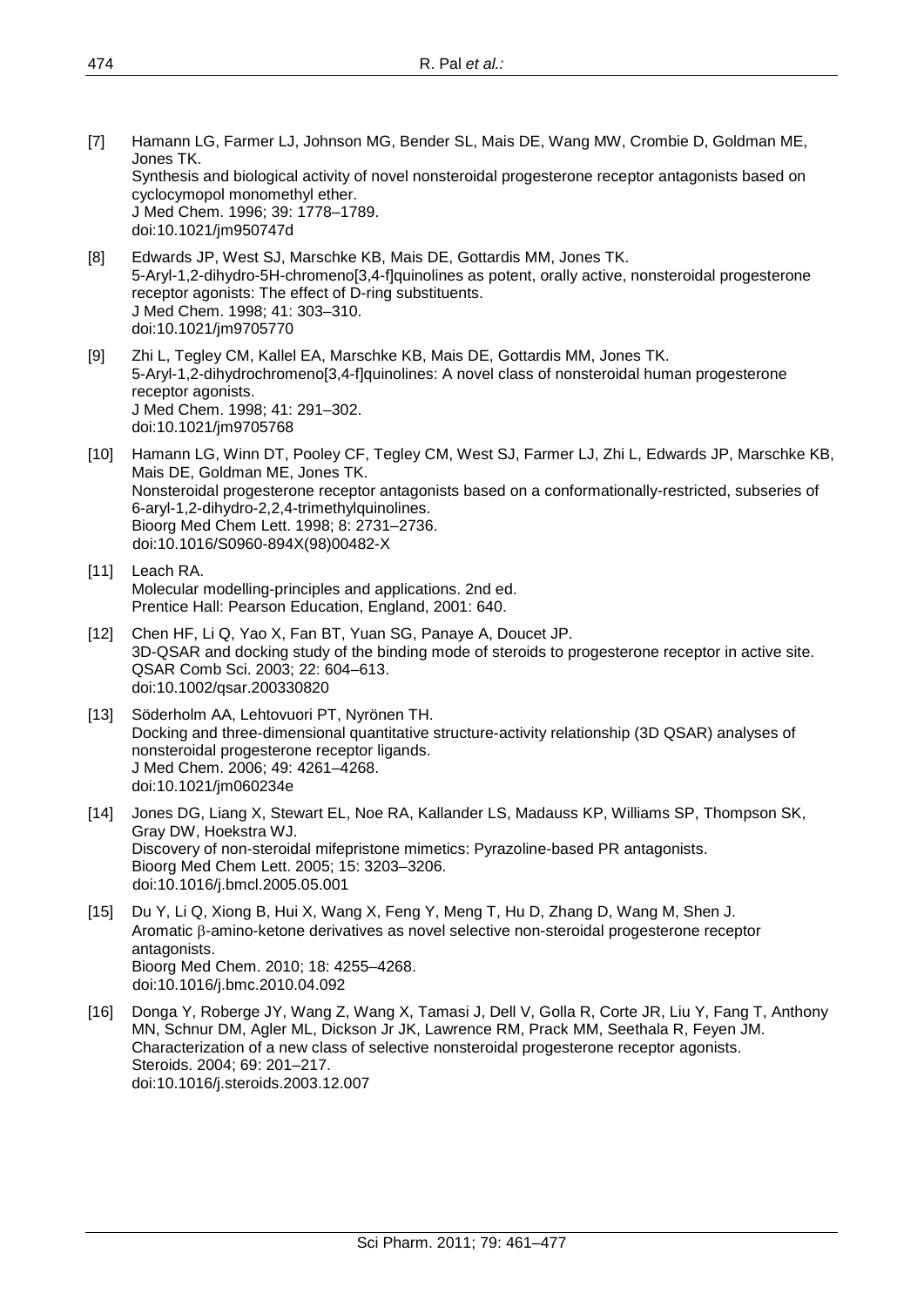[7] Hamann LG, Farmer LJ, Johnson MG, Bender SL, Mais DE, Wang MW, Crombie D, Goldman ME, Jones TK.
Synthesis and biological activity of novel nonsteroidal progesterone receptor antagonists based on cyclocymopol monomethyl ether.
J Med Chem. 1996; 39: 1778–1789.
doi:10.1021/jm950747d

[8] Edwards JP, West SJ, Marschke KB, Mais DE, Gottardis MM, Jones TK.
5-Aryl-1,2-dihydro-5H-chromeno[3,4-f]quinolines as potent, orally active, nonsteroidal progesterone receptor agonists: The effect of D-ring substituents.
J Med Chem. 1998; 41: 303–310.
doi:10.1021/jm9705770

[9] Zhi L, Tegley CM, Kallel EA, Marschke KB, Mais DE, Gottardis MM, Jones TK.
5-Aryl-1,2-dihydrochromeno[3,4-f]quinolines: A novel class of nonsteroidal human progesterone receptor agonists.
J Med Chem. 1998; 41: 291–302.
doi:10.1021/jm9705768

[10] Hamann LG, Winn DT, Pooley CF, Tegley CM, West SJ, Farmer LJ, Zhi L, Edwards JP, Marschke KB, Mais DE, Goldman ME, Jones TK.
Nonsteroidal progesterone receptor antagonists based on a conformationally-restricted, subseries of 6-aryl-1,2-dihydro-2,2,4-trimethylquinolines.
Bioorg Med Chem Lett. 1998; 8: 2731–2736.
doi:10.1016/S0960-894X(98)00482-X

[11] Leach RA.
Molecular modelling-principles and applications. 2nd ed.
Prentice Hall: Pearson Education, England, 2001: 640.

[12] Chen HF, Li Q, Yao X, Fan BT, Yuan SG, Panaye A, Doucet JP.
3D-QSAR and docking study of the binding mode of steroids to progesterone receptor in active site.
QSAR Comb Sci. 2003; 22: 604–613.
doi:10.1002/qsar.200330820

[13] Söderholm AA, Lehtovuori PT, Nyrönen TH.
Docking and three-dimensional quantitative structure-activity relationship (3D QSAR) analyses of nonsteroidal progesterone receptor ligands.
J Med Chem. 2006; 49: 4261–4268.
doi:10.1021/jm060234e

[14] Jones DG, Liang X, Stewart EL, Noe RA, Kallander LS, Madauss KP, Williams SP, Thompson SK, Gray DW, Hoekstra WJ.
Discovery of non-steroidal mifepristone mimetics: Pyrazoline-based PR antagonists.
Bioorg Med Chem Lett. 2005; 15: 3203–3206.
doi:10.1016/j.bmcl.2005.05.001

[15] Du Y, Li Q, Xiong B, Hui X, Wang X, Feng Y, Meng T, Hu D, Zhang D, Wang M, Shen J.
Aromatic β-amino-ketone derivatives as novel selective non-steroidal progesterone receptor antagonists.
Bioorg Med Chem. 2010; 18: 4255–4268.
doi:10.1016/j.bmc.2010.04.092

[16] Donga Y, Roberge JY, Wang Z, Wang X, Tamasi J, Dell V, Golla R, Corte JR, Liu Y, Fang T, Anthony MN, Schnur DM, Agler ML, Dickson Jr JK, Lawrence RM, Prack MM, Seethala R, Feyen JM.
Characterization of a new class of selective nonsteroidal progesterone receptor agonists.
Steroids. 2004; 69: 201–217.
doi:10.1016/j.steroids.2003.12.007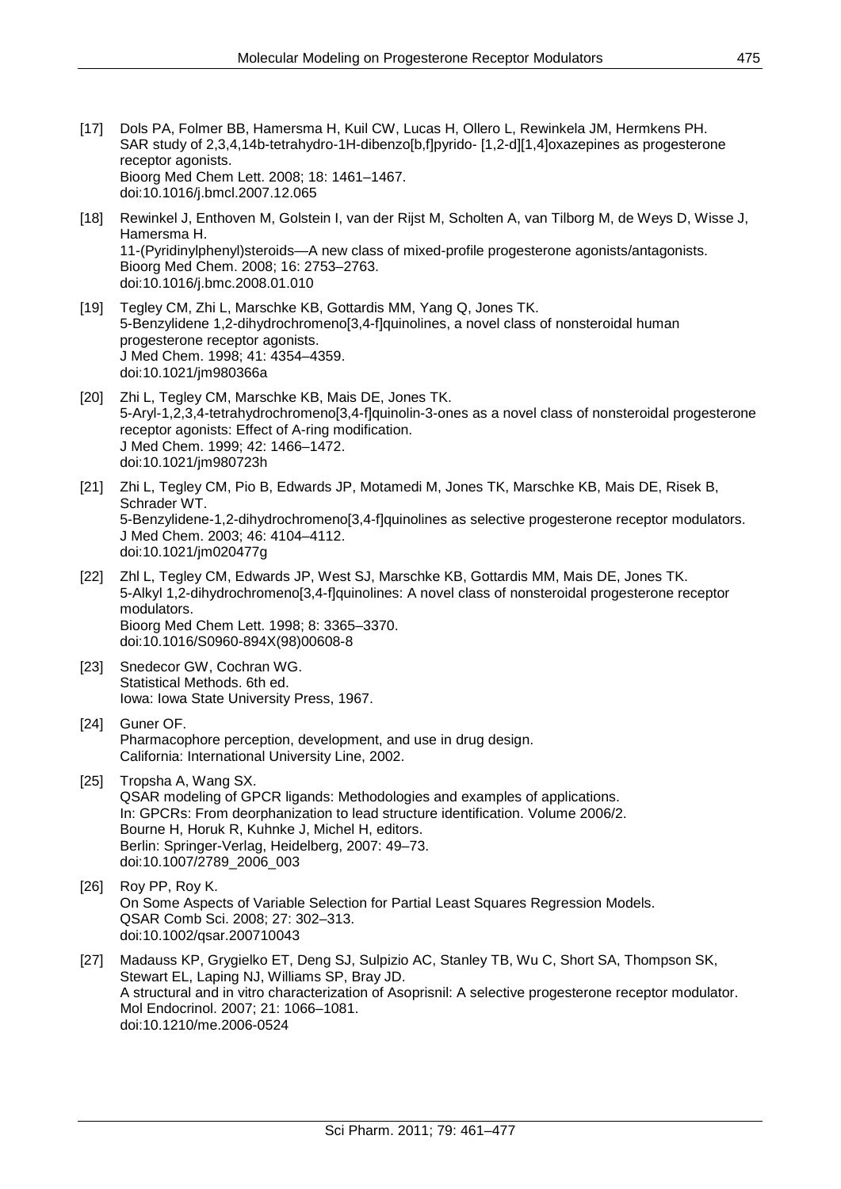[17] Dols PA, Folmer BB, Hamersma H, Kuil CW, Lucas H, Ollero L, Rewinkela JM, Hermkens PH. SAR study of 2,3,4,14b-tetrahydro-1H-dibenzo[b,f]pyrido- [1,2-d][1,4]oxazepines as progesterone receptor agonists.
Bioorg Med Chem Lett. 2008; 18: 1461–1467.
doi:10.1016/j.bmcl.2007.12.065

[18] Rewinkel J, Enthoven M, Golstein I, van der Rijst M, Scholten A, van Tilborg M, de Weys D, Wisse J, Hamersma H.
11-(Pyridinylphenyl)steroids—A new class of mixed-profile progesterone agonists/antagonists.
Bioorg Med Chem. 2008; 16: 2753–2763.
doi:10.1016/j.bmc.2008.01.010

[19] Tegley CM, Zhi L, Marschke KB, Gottardis MM, Yang Q, Jones TK.
5-Benzylidene 1,2-dihydrochromeno[3,4-f]quinolines, a novel class of nonsteroidal human progesterone receptor agonists.
J Med Chem. 1998; 41: 4354–4359.
doi:10.1021/jm980366a

[20] Zhi L, Tegley CM, Marschke KB, Mais DE, Jones TK.
5-Aryl-1,2,3,4-tetrahydrochromeno[3,4-f]quinolin-3-ones as a novel class of nonsteroidal progesterone receptor agonists: Effect of A-ring modification.
J Med Chem. 1999; 42: 1466–1472.
doi:10.1021/jm980723h

[21] Zhi L, Tegley CM, Pio B, Edwards JP, Motamedi M, Jones TK, Marschke KB, Mais DE, Risek B, Schrader WT.
5-Benzylidene-1,2-dihydrochromeno[3,4-f]quinolines as selective progesterone receptor modulators.
J Med Chem. 2003; 46: 4104–4112.
doi:10.1021/jm020477g

[22] Zhl L, Tegley CM, Edwards JP, West SJ, Marschke KB, Gottardis MM, Mais DE, Jones TK.
5-Alkyl 1,2-dihydrochromeno[3,4-f]quinolines: A novel class of nonsteroidal progesterone receptor modulators.
Bioorg Med Chem Lett. 1998; 8: 3365–3370.
doi:10.1016/S0960-894X(98)00608-8

[23] Snedecor GW, Cochran WG.
Statistical Methods. 6th ed.
Iowa: Iowa State University Press, 1967.

[24] Guner OF.
Pharmacophore perception, development, and use in drug design.
California: International University Line, 2002.

[25] Tropsha A, Wang SX.
QSAR modeling of GPCR ligands: Methodologies and examples of applications.
In: GPCRs: From deorphanization to lead structure identification. Volume 2006/2.
Bourne H, Horuk R, Kuhnke J, Michel H, editors.
Berlin: Springer-Verlag, Heidelberg, 2007: 49–73.
doi:10.1007/2789_2006_003

[26] Roy PP, Roy K.
On Some Aspects of Variable Selection for Partial Least Squares Regression Models.
QSAR Comb Sci. 2008; 27: 302–313.
doi:10.1002/qsar.200710043

[27] Madauss KP, Grygielko ET, Deng SJ, Sulpizio AC, Stanley TB, Wu C, Short SA, Thompson SK, Stewart EL, Laping NJ, Williams SP, Bray JD.
A structural and in vitro characterization of Asoprisnil: A selective progesterone receptor modulator.
Mol Endocrinol. 2007; 21: 1066–1081.
doi:10.1210/me.2006-0524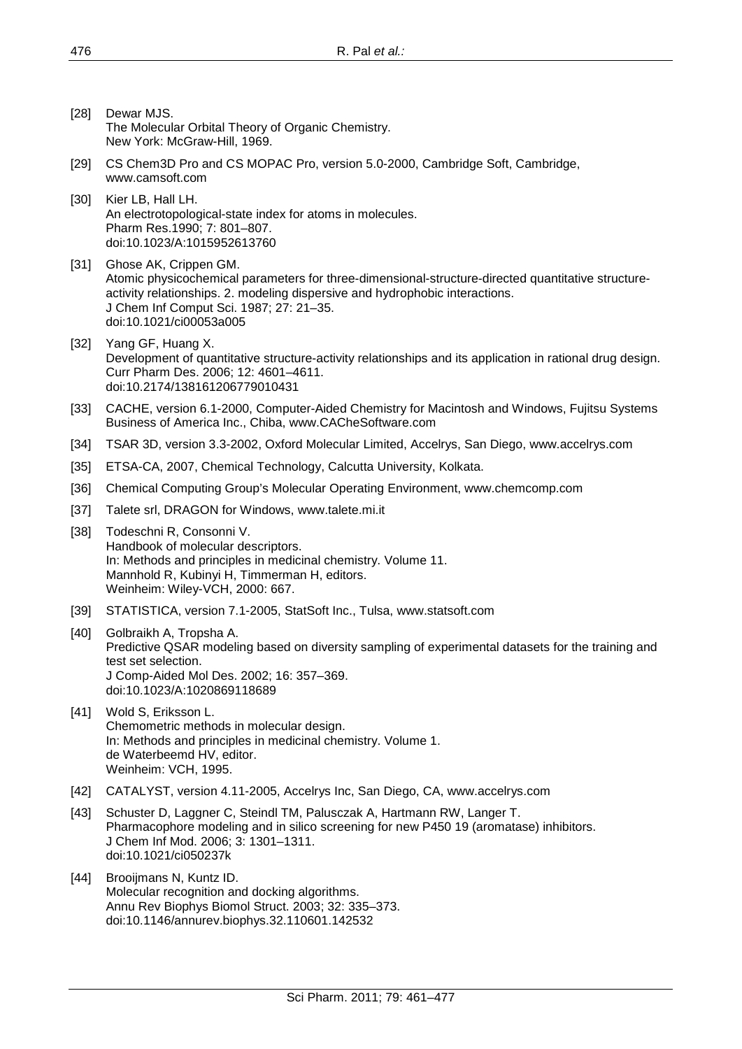[28] Dewar MJS.
The Molecular Orbital Theory of Organic Chemistry.
New York: McGraw-Hill, 1969.

[29] CS Chem3D Pro and CS MOPAC Pro, version 5.0-2000, Cambridge Soft, Cambridge, www.camsoft.com

[30] Kier LB, Hall LH.
An electrotopological-state index for atoms in molecules.
Pharm Res.1990; 7: 801–807.
doi:10.1023/A:1015952613760

[31] Ghose AK, Crippen GM.
Atomic physicochemical parameters for three-dimensional-structure-directed quantitative structure-activity relationships. 2. modeling dispersive and hydrophobic interactions.
J Chem Inf Comput Sci. 1987; 27: 21–35.
doi:10.1021/ci00053a005

[32] Yang GF, Huang X.
Development of quantitative structure-activity relationships and its application in rational drug design.
Curr Pharm Des. 2006; 12: 4601–4611.
doi:10.2174/138161206779010431

[33] CACHE, version 6.1-2000, Computer-Aided Chemistry for Macintosh and Windows, Fujitsu Systems Business of America Inc., Chiba, www.CAChеSoftware.com

[34] TSAR 3D, version 3.3-2002, Oxford Molecular Limited, Accelrys, San Diego, www.accelrys.com

[35] ETSA-CA, 2007, Chemical Technology, Calcutta University, Kolkata.

[36] Chemical Computing Group's Molecular Operating Environment, www.chemcomp.com

[37] Talete srl, DRAGON for Windows, www.talete.mi.it

[38] Todeschni R, Consonni V.
Handbook of molecular descriptors.
In: Methods and principles in medicinal chemistry. Volume 11.
Mannhold R, Kubinyi H, Timmerman H, editors.
Weinheim: Wiley-VCH, 2000: 667.

[39] STATISTICA, version 7.1-2005, StatSoft Inc., Tulsa, www.statsoft.com

[40] Golbraikh A, Tropsha A.
Predictive QSAR modeling based on diversity sampling of experimental datasets for the training and test set selection.
J Comp-Aided Mol Des. 2002; 16: 357–369.
doi:10.1023/A:1020869118689

[41] Wold S, Eriksson L.
Chemometric methods in molecular design.
In: Methods and principles in medicinal chemistry. Volume 1.
de Waterbeemd HV, editor.
Weinheim: VCH, 1995.

[42] CATALYST, version 4.11-2005, Accelrys Inc, San Diego, CA, www.accelrys.com

[43] Schuster D, Laggner C, Steindl TM, Palusczak A, Hartmann RW, Langer T.
Pharmacophore modeling and in silico screening for new P450 19 (aromatase) inhibitors.
J Chem Inf Mod. 2006; 3: 1301–1311.
doi:10.1021/ci050237k

[44] Brooijmans N, Kuntz ID.
Molecular recognition and docking algorithms.
Annu Rev Biophys Biomol Struct. 2003; 32: 335–373.
doi:10.1146/annurev.biophys.32.110601.142532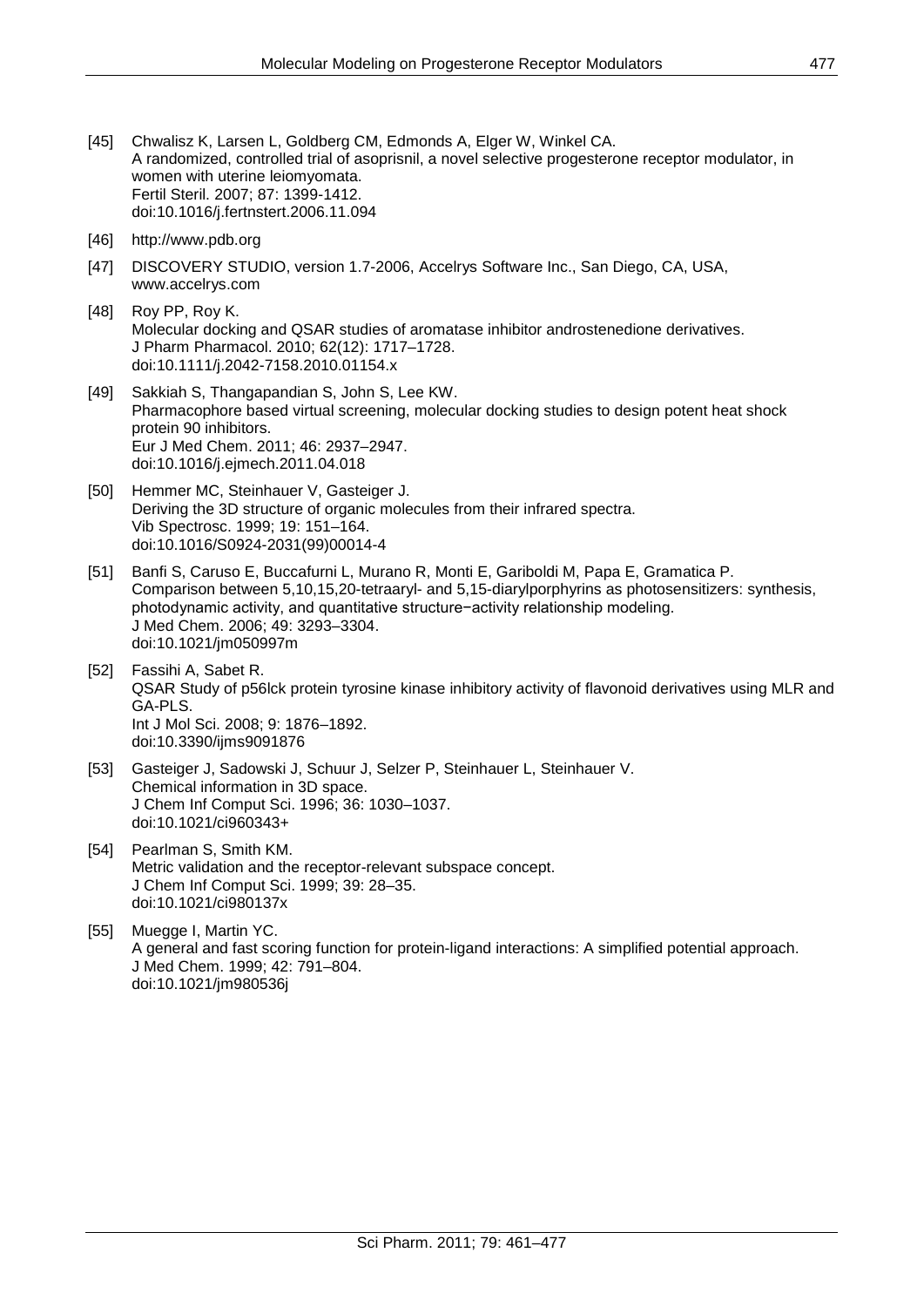[45] Chwalisz K, Larsen L, Goldberg CM, Edmonds A, Elger W, Winkel CA. A randomized, controlled trial of asoprisnil, a novel selective progesterone receptor modulator, in women with uterine leiomyomata. Fertil Steril. 2007; 87: 1399-1412. doi:10.1016/j.fertnstert.2006.11.094

[46] http://www.pdb.org

[47] DISCOVERY STUDIO, version 1.7-2006, Accelrys Software Inc., San Diego, CA, USA, www.accelrys.com

[48] Roy PP, Roy K. Molecular docking and QSAR studies of aromatase inhibitor androstenedione derivatives. J Pharm Pharmacol. 2010; 62(12): 1717–1728. doi:10.1111/j.2042-7158.2010.01154.x

[49] Sakkiah S, Thangapandian S, John S, Lee KW. Pharmacophore based virtual screening, molecular docking studies to design potent heat shock protein 90 inhibitors. Eur J Med Chem. 2011; 46: 2937–2947. doi:10.1016/j.ejmech.2011.04.018

[50] Hemmer MC, Steinhauer V, Gasteiger J. Deriving the 3D structure of organic molecules from their infrared spectra. Vib Spectrosc. 1999; 19: 151–164. doi:10.1016/S0924-2031(99)00014-4

[51] Banfi S, Caruso E, Buccafurni L, Murano R, Monti E, Gariboldi M, Papa E, Gramatica P. Comparison between 5,10,15,20-tetraaryl- and 5,15-diarylporphyrins as photosensitizers: synthesis, photodynamic activity, and quantitative structure−activity relationship modeling. J Med Chem. 2006; 49: 3293–3304. doi:10.1021/jm050997m

[52] Fassihi A, Sabet R. QSAR Study of p56lck protein tyrosine kinase inhibitory activity of flavonoid derivatives using MLR and GA-PLS. Int J Mol Sci. 2008; 9: 1876–1892. doi:10.3390/ijms9091876

[53] Gasteiger J, Sadowski J, Schuur J, Selzer P, Steinhauer L, Steinhauer V. Chemical information in 3D space. J Chem Inf Comput Sci. 1996; 36: 1030–1037. doi:10.1021/ci960343+

[54] Pearlman S, Smith KM. Metric validation and the receptor-relevant subspace concept. J Chem Inf Comput Sci. 1999; 39: 28–35. doi:10.1021/ci980137x

[55] Muegge I, Martin YC. A general and fast scoring function for protein-ligand interactions: A simplified potential approach. J Med Chem. 1999; 42: 791–804. doi:10.1021/jm980536j